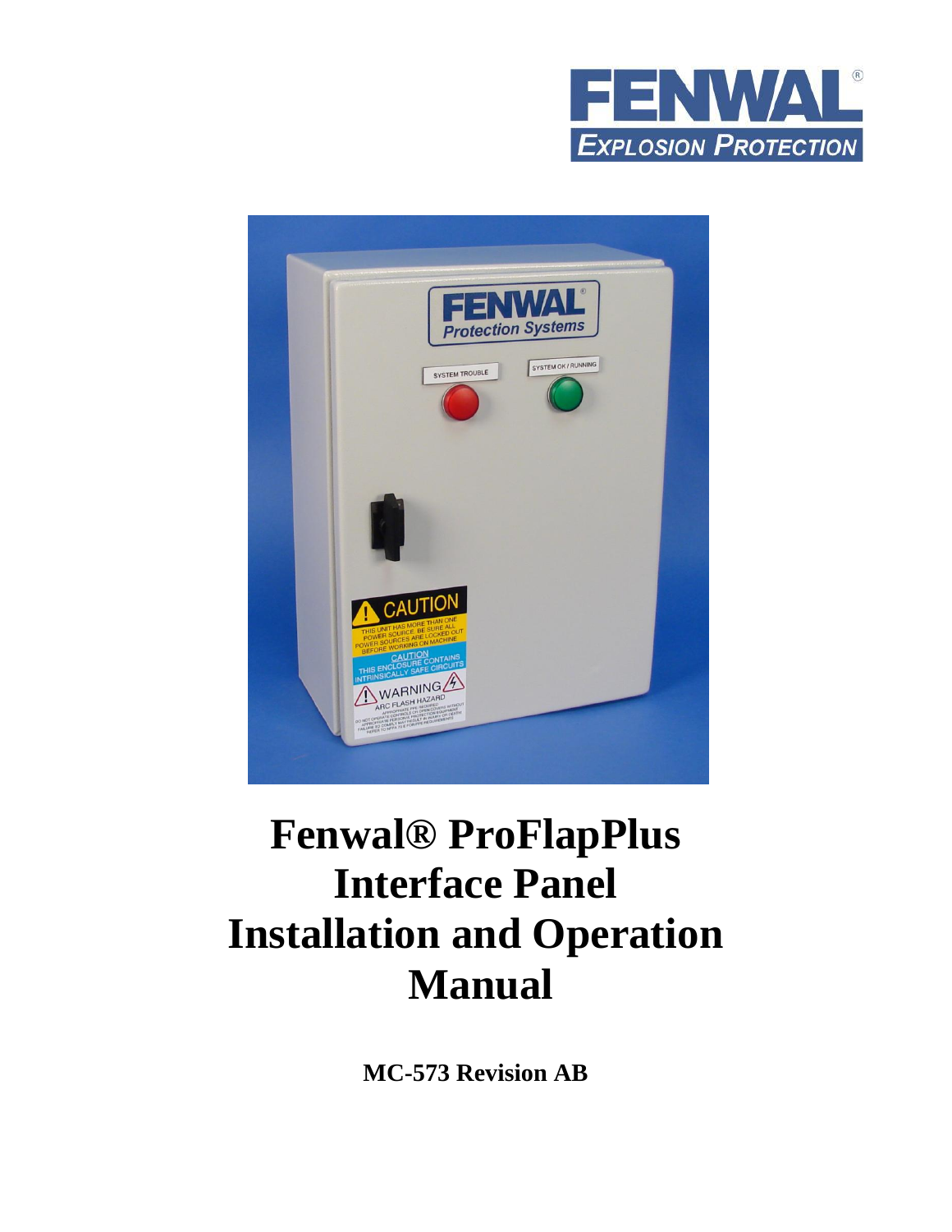FENWAL®
EXPLOSION PROTECTION

# Fenwal® ProFlapPlus Interface Panel Installation and Operation Manual

**MC-573 Revision AB**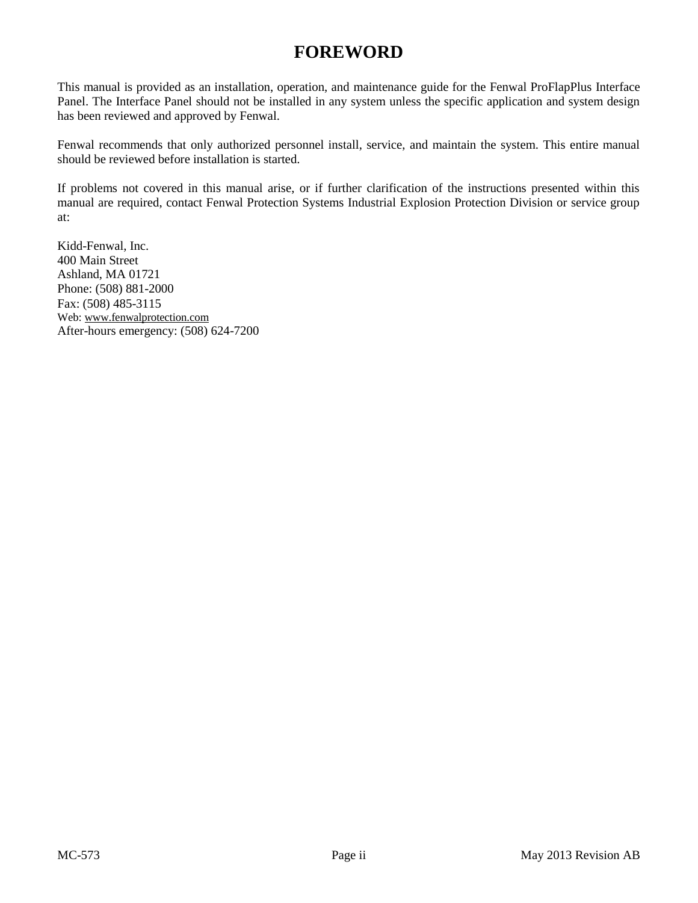# FOREWORD

This manual is provided as an installation, operation, and maintenance guide for the Fenwal ProFlapPlus Interface Panel. The Interface Panel should not be installed in any system unless the specific application and system design has been reviewed and approved by Fenwal.

Fenwal recommends that only authorized personnel install, service, and maintain the system. This entire manual should be reviewed before installation is started.

If problems not covered in this manual arise, or if further clarification of the instructions presented within this manual are required, contact Fenwal Protection Systems Industrial Explosion Protection Division or service group at:

Kidd-Fenwal, Inc.  
400 Main Street  
Ashland, MA 01721  
Phone: (508) 881-2000  
Fax: (508) 485-3115  
Web: www.fenwalprotection.com  
After-hours emergency: (508) 624-7200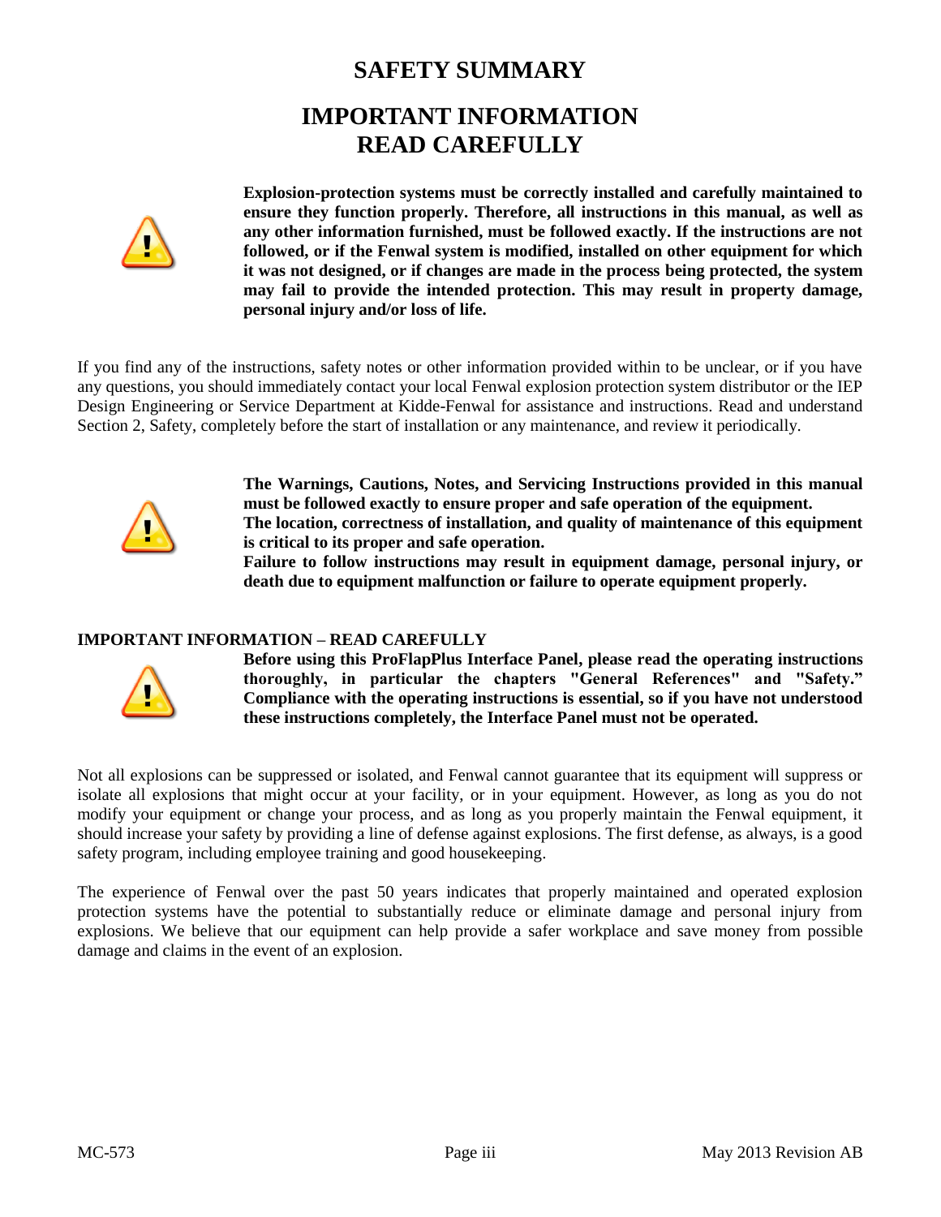# SAFETY SUMMARY

## IMPORTANT INFORMATION READ CAREFULLY

**Explosion-protection systems must be correctly installed and carefully maintained to ensure they function properly. Therefore, all instructions in this manual, as well as any other information furnished, must be followed exactly. If the instructions are not followed, or if the Fenwal system is modified, installed on other equipment for which it was not designed, or if changes are made in the process being protected, the system may fail to provide the intended protection. This may result in property damage, personal injury and/or loss of life.**

If you find any of the instructions, safety notes or other information provided within to be unclear, or if you have any questions, you should immediately contact your local Fenwal explosion protection system distributor or the IEP Design Engineering or Service Department at Kidde-Fenwal for assistance and instructions. Read and understand Section 2, Safety, completely before the start of installation or any maintenance, and review it periodically.

**The Warnings, Cautions, Notes, and Servicing Instructions provided in this manual must be followed exactly to ensure proper and safe operation of the equipment.**
**The location, correctness of installation, and quality of maintenance of this equipment is critical to its proper and safe operation.**
**Failure to follow instructions may result in equipment damage, personal injury, or death due to equipment malfunction or failure to operate equipment properly.**

**IMPORTANT INFORMATION – READ CAREFULLY**

**Before using this ProFlapPlus Interface Panel, please read the operating instructions thoroughly, in particular the chapters "General References" and "Safety." Compliance with the operating instructions is essential, so if you have not understood these instructions completely, the Interface Panel must not be operated.**

Not all explosions can be suppressed or isolated, and Fenwal cannot guarantee that its equipment will suppress or isolate all explosions that might occur at your facility, or in your equipment. However, as long as you do not modify your equipment or change your process, and as long as you properly maintain the Fenwal equipment, it should increase your safety by providing a line of defense against explosions. The first defense, as always, is a good safety program, including employee training and good housekeeping.

The experience of Fenwal over the past 50 years indicates that properly maintained and operated explosion protection systems have the potential to substantially reduce or eliminate damage and personal injury from explosions. We believe that our equipment can help provide a safer workplace and save money from possible damage and claims in the event of an explosion.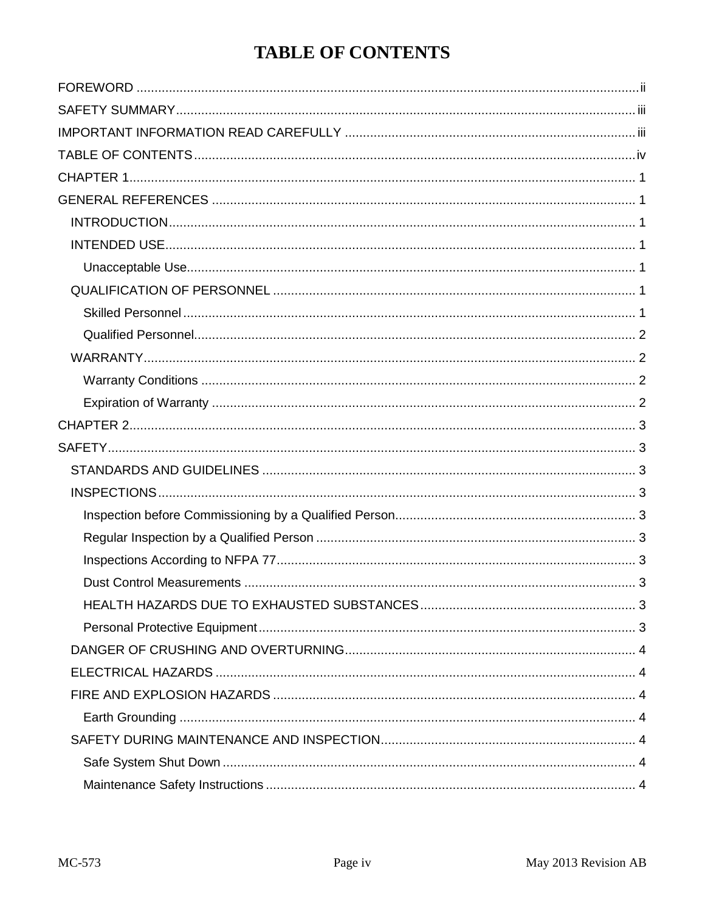# TABLE OF CONTENTS

FOREWORD ..... ii

SAFETY SUMMARY ..... iii

IMPORTANT INFORMATION READ CAREFULLY ..... iii

TABLE OF CONTENTS ..... iv

CHAPTER 1 ..... 1

GENERAL REFERENCES ..... 1

- INTRODUCTION ..... 1
- INTENDED USE ..... 1
  - Unacceptable Use ..... 1
- QUALIFICATION OF PERSONNEL ..... 1
  - Skilled Personnel ..... 1
  - Qualified Personnel ..... 2
- WARRANTY ..... 2
  - Warranty Conditions ..... 2
  - Expiration of Warranty ..... 2

CHAPTER 2 ..... 3

SAFETY ..... 3

- STANDARDS AND GUIDELINES ..... 3
- INSPECTIONS ..... 3
  - Inspection before Commissioning by a Qualified Person ..... 3
  - Regular Inspection by a Qualified Person ..... 3
  - Inspections According to NFPA 77 ..... 3
  - Dust Control Measurements ..... 3
  - HEALTH HAZARDS DUE TO EXHAUSTED SUBSTANCES ..... 3
  - Personal Protective Equipment ..... 3
- DANGER OF CRUSHING AND OVERTURNING ..... 4
- ELECTRICAL HAZARDS ..... 4
- FIRE AND EXPLOSION HAZARDS ..... 4
  - Earth Grounding ..... 4
- SAFETY DURING MAINTENANCE AND INSPECTION ..... 4
  - Safe System Shut Down ..... 4
  - Maintenance Safety Instructions ..... 4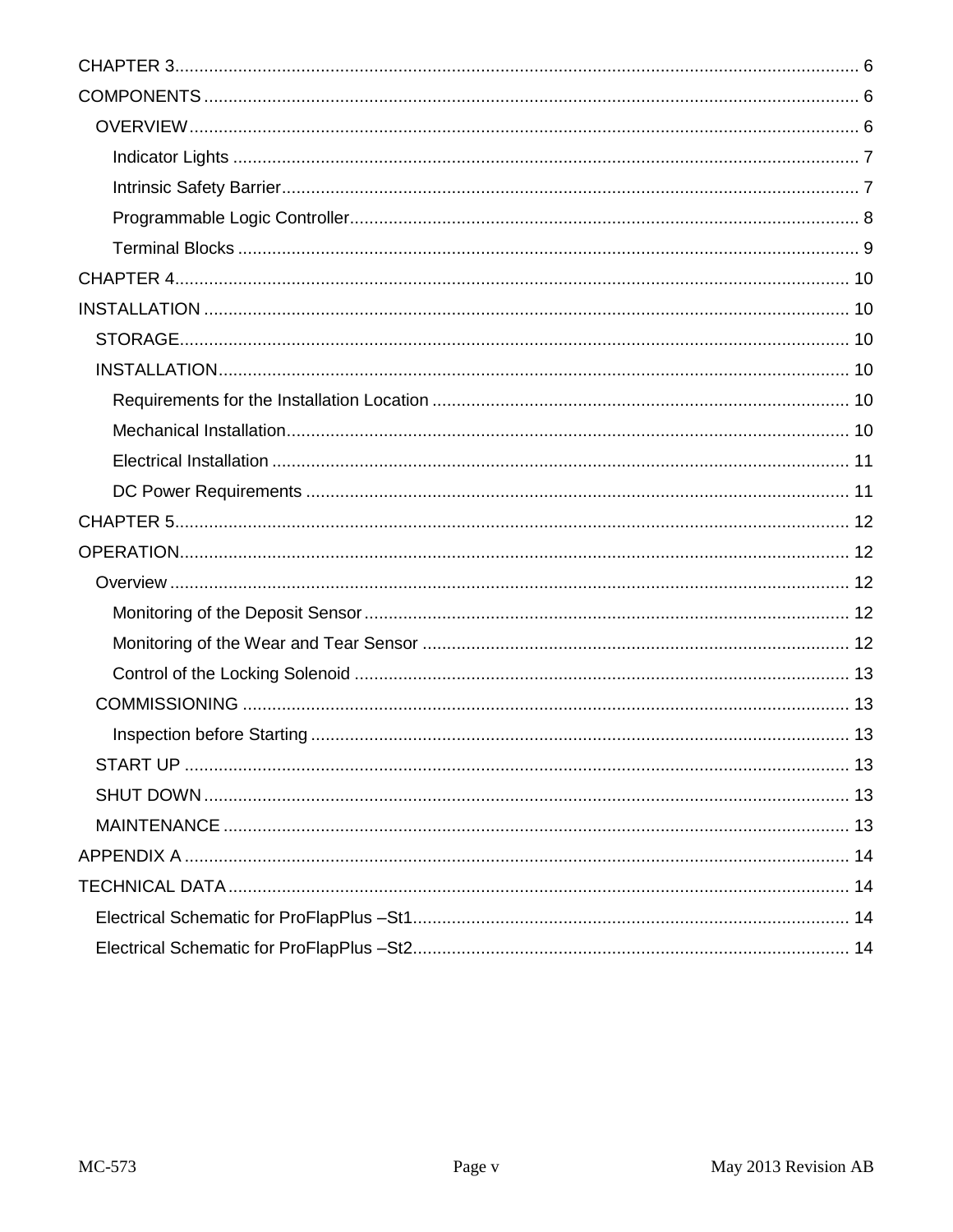CHAPTER 3 ........................................................................................................................ 6
COMPONENTS ..................................................................................................................... 6
  OVERVIEW ....................................................................................................................... 6
    Indicator Lights ............................................................................................................... 7
    Intrinsic Safety Barrier ..................................................................................................... 7
    Programmable Logic Controller ...................................................................................... 8
    Terminal Blocks .............................................................................................................. 9
CHAPTER 4 ...................................................................................................................... 10
INSTALLATION ................................................................................................................ 10
  STORAGE ....................................................................................................................... 10
  INSTALLATION ............................................................................................................... 10
    Requirements for the Installation Location .................................................................... 10
    Mechanical Installation ................................................................................................... 10
    Electrical Installation ...................................................................................................... 11
    DC Power Requirements ............................................................................................... 11
CHAPTER 5 ...................................................................................................................... 12
OPERATION ..................................................................................................................... 12
  Overview ......................................................................................................................... 12
    Monitoring of the Deposit Sensor ................................................................................... 12
    Monitoring of the Wear and Tear Sensor ....................................................................... 12
    Control of the Locking Solenoid ..................................................................................... 13
  COMMISSIONING ........................................................................................................... 13
    Inspection before Starting .............................................................................................. 13
  START UP ....................................................................................................................... 13
  SHUT DOWN ................................................................................................................... 13
  MAINTENANCE ............................................................................................................... 13
APPENDIX A .................................................................................................................... 14
TECHNICAL DATA ........................................................................................................... 14
  Electrical Schematic for ProFlapPlus –St1 ...................................................................... 14
  Electrical Schematic for ProFlapPlus –St2 ...................................................................... 14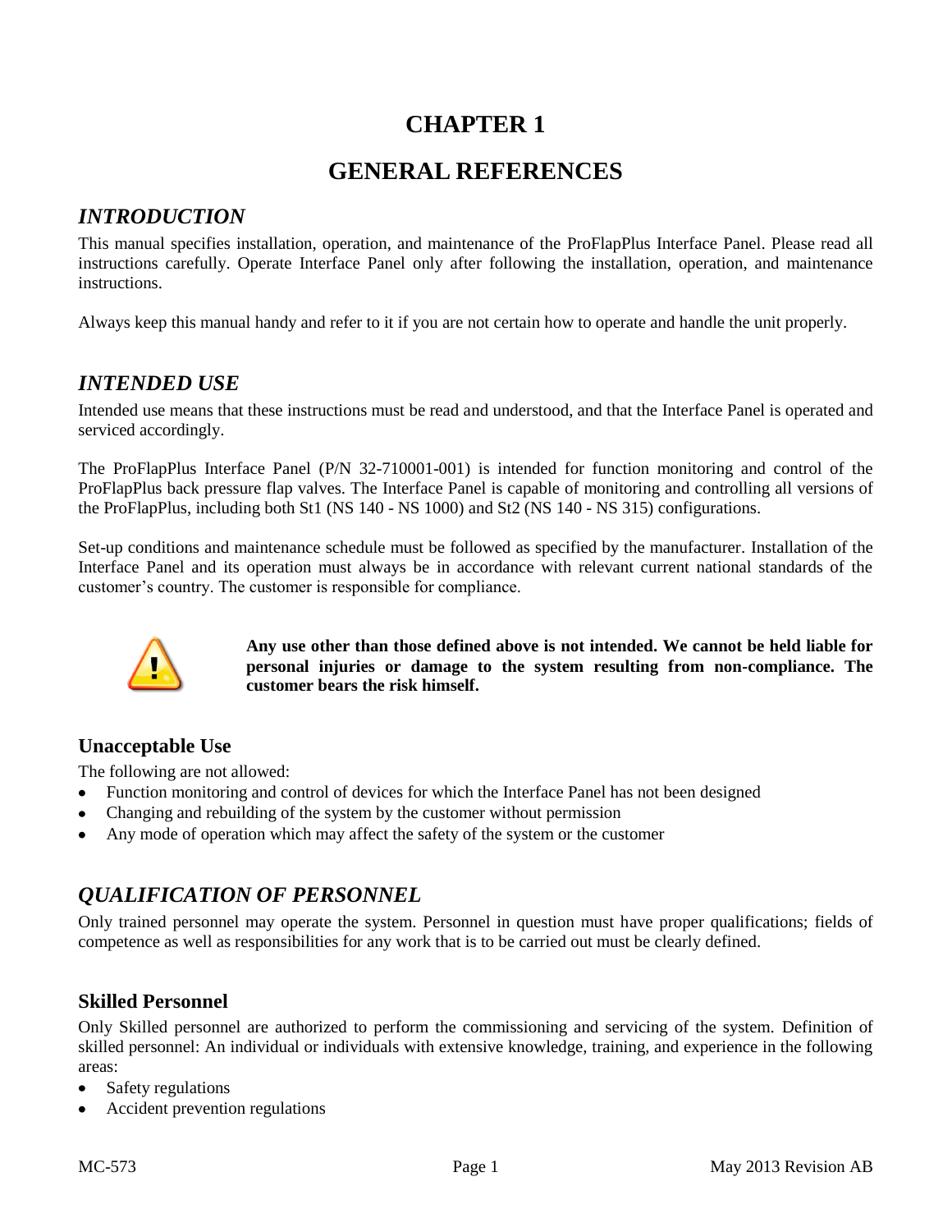# CHAPTER 1

# GENERAL REFERENCES

## *INTRODUCTION*

This manual specifies installation, operation, and maintenance of the ProFlapPlus Interface Panel. Please read all instructions carefully. Operate Interface Panel only after following the installation, operation, and maintenance instructions.

Always keep this manual handy and refer to it if you are not certain how to operate and handle the unit properly.

## *INTENDED USE*

Intended use means that these instructions must be read and understood, and that the Interface Panel is operated and serviced accordingly.

The ProFlapPlus Interface Panel (P/N 32-710001-001) is intended for function monitoring and control of the ProFlapPlus back pressure flap valves. The Interface Panel is capable of monitoring and controlling all versions of the ProFlapPlus, including both St1 (NS 140 - NS 1000) and St2 (NS 140 - NS 315) configurations.

Set-up conditions and maintenance schedule must be followed as specified by the manufacturer. Installation of the Interface Panel and its operation must always be in accordance with relevant current national standards of the customer's country. The customer is responsible for compliance.

**Any use other than those defined above is not intended. We cannot be held liable for personal injuries or damage to the system resulting from non-compliance. The customer bears the risk himself.**

### Unacceptable Use

The following are not allowed:

- Function monitoring and control of devices for which the Interface Panel has not been designed
- Changing and rebuilding of the system by the customer without permission
- Any mode of operation which may affect the safety of the system or the customer

## *QUALIFICATION OF PERSONNEL*

Only trained personnel may operate the system. Personnel in question must have proper qualifications; fields of competence as well as responsibilities for any work that is to be carried out must be clearly defined.

### Skilled Personnel

Only Skilled personnel are authorized to perform the commissioning and servicing of the system. Definition of skilled personnel: An individual or individuals with extensive knowledge, training, and experience in the following areas:

- Safety regulations
- Accident prevention regulations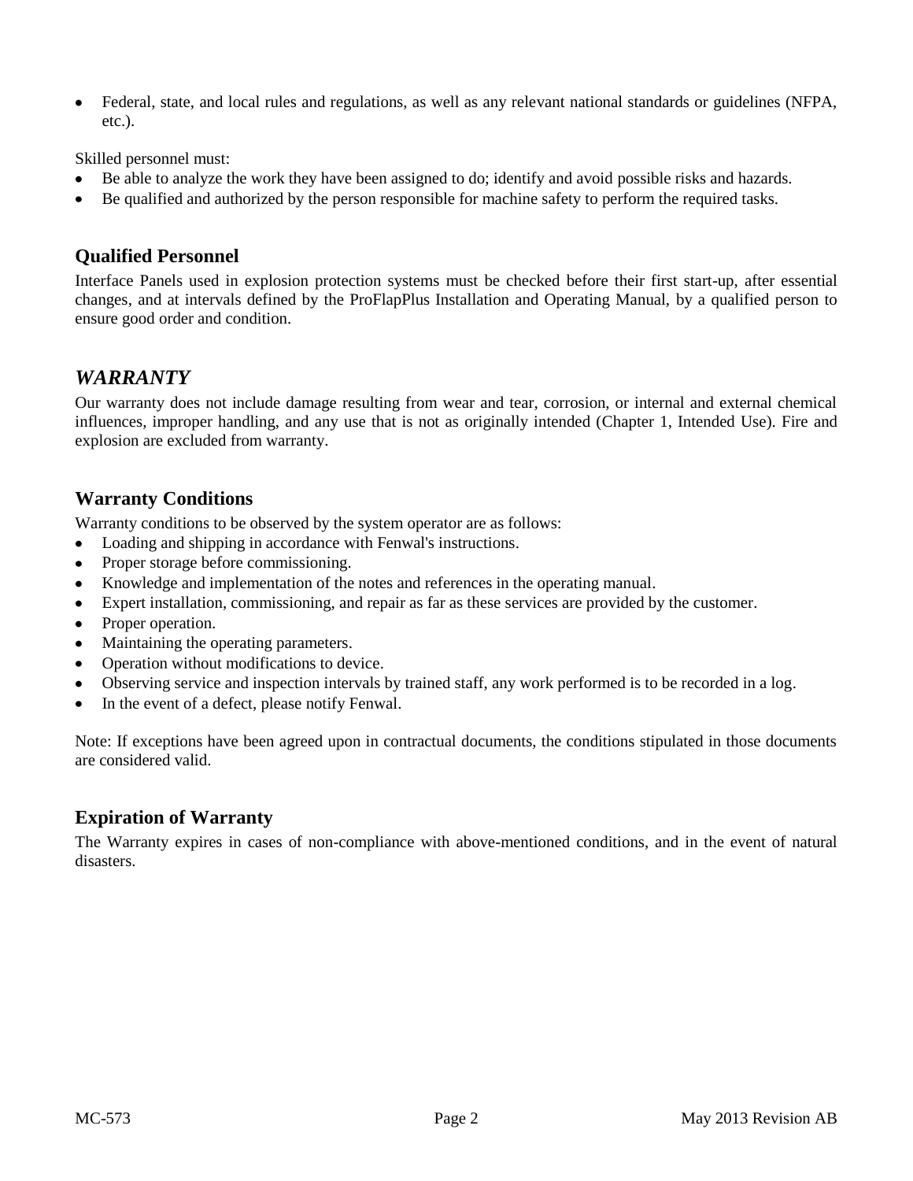- Federal, state, and local rules and regulations, as well as any relevant national standards or guidelines (NFPA, etc.).

Skilled personnel must:

- Be able to analyze the work they have been assigned to do; identify and avoid possible risks and hazards.
- Be qualified and authorized by the person responsible for machine safety to perform the required tasks.

### Qualified Personnel

Interface Panels used in explosion protection systems must be checked before their first start-up, after essential changes, and at intervals defined by the ProFlapPlus Installation and Operating Manual, by a qualified person to ensure good order and condition.

## *WARRANTY*

Our warranty does not include damage resulting from wear and tear, corrosion, or internal and external chemical influences, improper handling, and any use that is not as originally intended (Chapter 1, Intended Use). Fire and explosion are excluded from warranty.

### Warranty Conditions

Warranty conditions to be observed by the system operator are as follows:

- Loading and shipping in accordance with Fenwal's instructions.
- Proper storage before commissioning.
- Knowledge and implementation of the notes and references in the operating manual.
- Expert installation, commissioning, and repair as far as these services are provided by the customer.
- Proper operation.
- Maintaining the operating parameters.
- Operation without modifications to device.
- Observing service and inspection intervals by trained staff, any work performed is to be recorded in a log.
- In the event of a defect, please notify Fenwal.

Note: If exceptions have been agreed upon in contractual documents, the conditions stipulated in those documents are considered valid.

### Expiration of Warranty

The Warranty expires in cases of non-compliance with above-mentioned conditions, and in the event of natural disasters.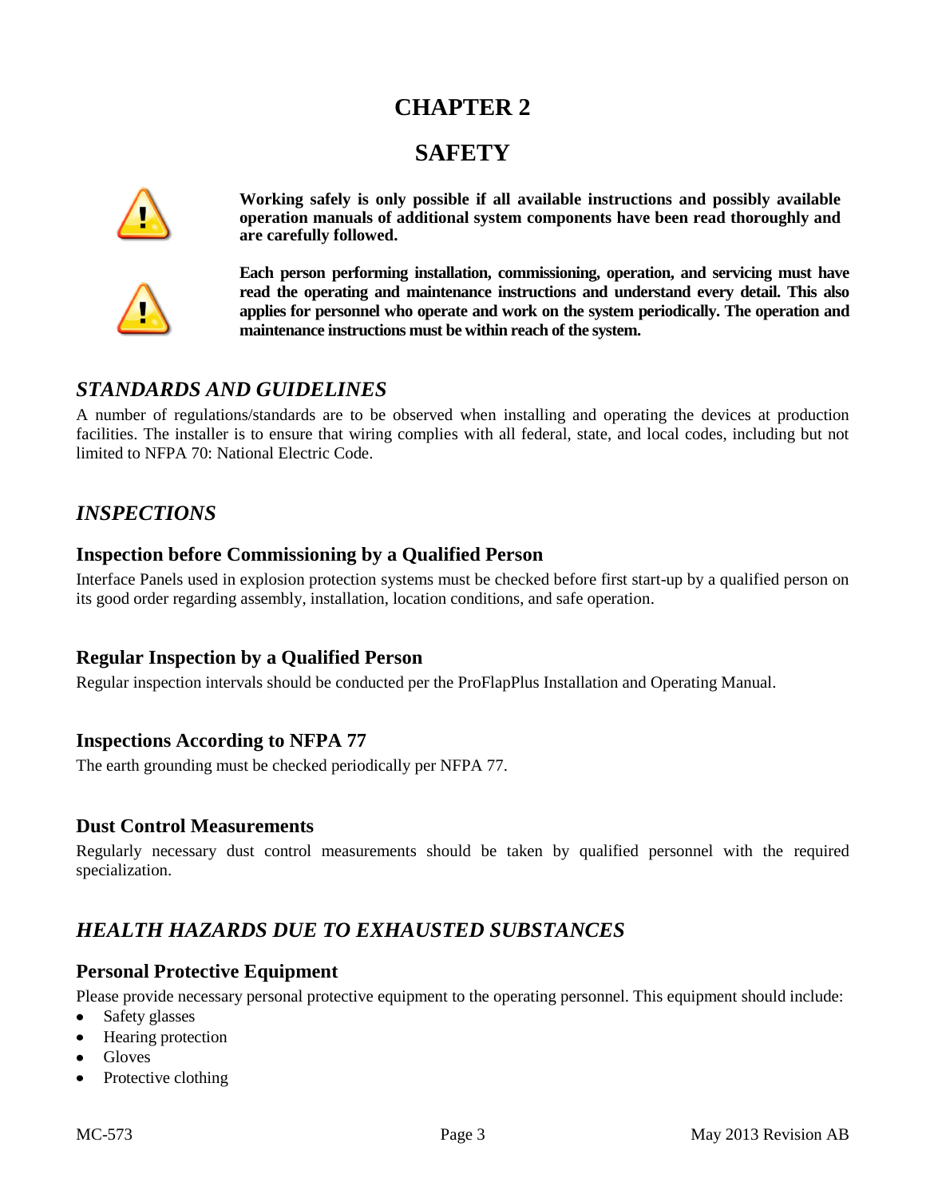# CHAPTER 2

# SAFETY

**Working safely is only possible if all available instructions and possibly available operation manuals of additional system components have been read thoroughly and are carefully followed.**

**Each person performing installation, commissioning, operation, and servicing must have read the operating and maintenance instructions and understand every detail. This also applies for personnel who operate and work on the system periodically. The operation and maintenance instructions must be within reach of the system.**

## *STANDARDS AND GUIDELINES*

A number of regulations/standards are to be observed when installing and operating the devices at production facilities. The installer is to ensure that wiring complies with all federal, state, and local codes, including but not limited to NFPA 70: National Electric Code.

## *INSPECTIONS*

### Inspection before Commissioning by a Qualified Person

Interface Panels used in explosion protection systems must be checked before first start-up by a qualified person on its good order regarding assembly, installation, location conditions, and safe operation.

### Regular Inspection by a Qualified Person

Regular inspection intervals should be conducted per the ProFlapPlus Installation and Operating Manual.

### Inspections According to NFPA 77

The earth grounding must be checked periodically per NFPA 77.

### Dust Control Measurements

Regularly necessary dust control measurements should be taken by qualified personnel with the required specialization.

## *HEALTH HAZARDS DUE TO EXHAUSTED SUBSTANCES*

### Personal Protective Equipment

Please provide necessary personal protective equipment to the operating personnel. This equipment should include:

- Safety glasses
- Hearing protection
- Gloves
- Protective clothing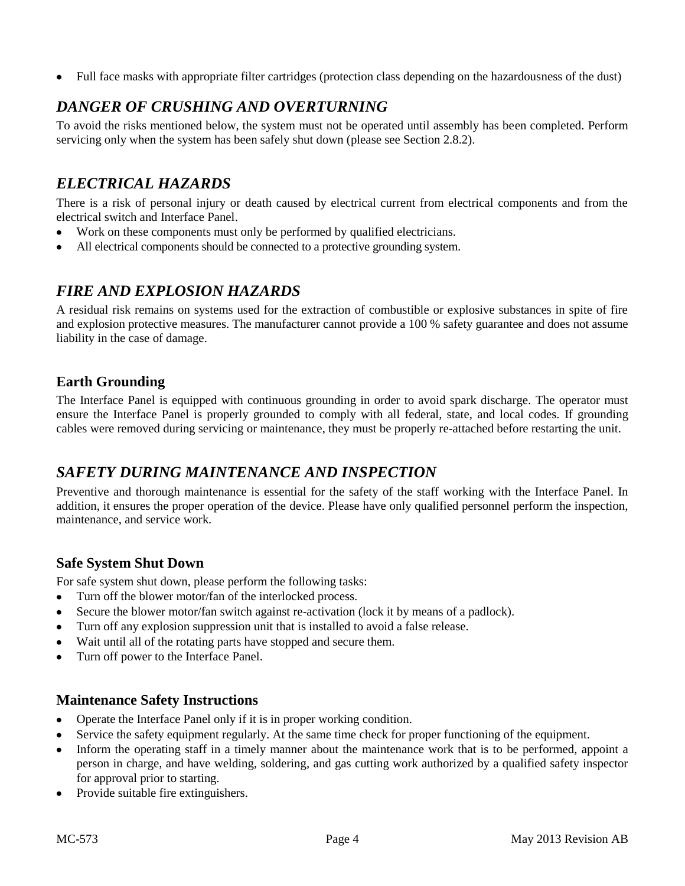- Full face masks with appropriate filter cartridges (protection class depending on the hazardousness of the dust)

## *DANGER OF CRUSHING AND OVERTURNING*

To avoid the risks mentioned below, the system must not be operated until assembly has been completed. Perform servicing only when the system has been safely shut down (please see Section 2.8.2).

## *ELECTRICAL HAZARDS*

There is a risk of personal injury or death caused by electrical current from electrical components and from the electrical switch and Interface Panel.

- Work on these components must only be performed by qualified electricians.
- All electrical components should be connected to a protective grounding system.

## *FIRE AND EXPLOSION HAZARDS*

A residual risk remains on systems used for the extraction of combustible or explosive substances in spite of fire and explosion protective measures. The manufacturer cannot provide a 100 % safety guarantee and does not assume liability in the case of damage.

### Earth Grounding

The Interface Panel is equipped with continuous grounding in order to avoid spark discharge. The operator must ensure the Interface Panel is properly grounded to comply with all federal, state, and local codes. If grounding cables were removed during servicing or maintenance, they must be properly re-attached before restarting the unit.

## *SAFETY DURING MAINTENANCE AND INSPECTION*

Preventive and thorough maintenance is essential for the safety of the staff working with the Interface Panel. In addition, it ensures the proper operation of the device. Please have only qualified personnel perform the inspection, maintenance, and service work.

### Safe System Shut Down

For safe system shut down, please perform the following tasks:

- Turn off the blower motor/fan of the interlocked process.
- Secure the blower motor/fan switch against re-activation (lock it by means of a padlock).
- Turn off any explosion suppression unit that is installed to avoid a false release.
- Wait until all of the rotating parts have stopped and secure them.
- Turn off power to the Interface Panel.

### Maintenance Safety Instructions

- Operate the Interface Panel only if it is in proper working condition.
- Service the safety equipment regularly. At the same time check for proper functioning of the equipment.
- Inform the operating staff in a timely manner about the maintenance work that is to be performed, appoint a person in charge, and have welding, soldering, and gas cutting work authorized by a qualified safety inspector for approval prior to starting.
- Provide suitable fire extinguishers.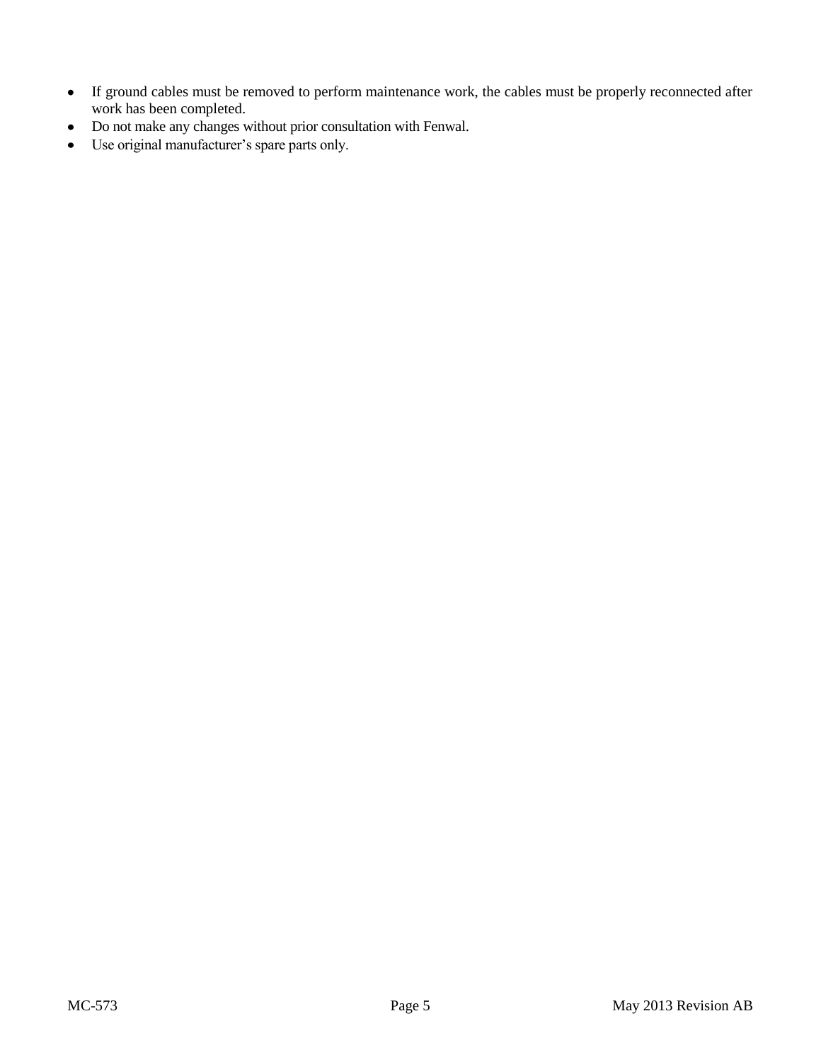- If ground cables must be removed to perform maintenance work, the cables must be properly reconnected after work has been completed.
- Do not make any changes without prior consultation with Fenwal.
- Use original manufacturer's spare parts only.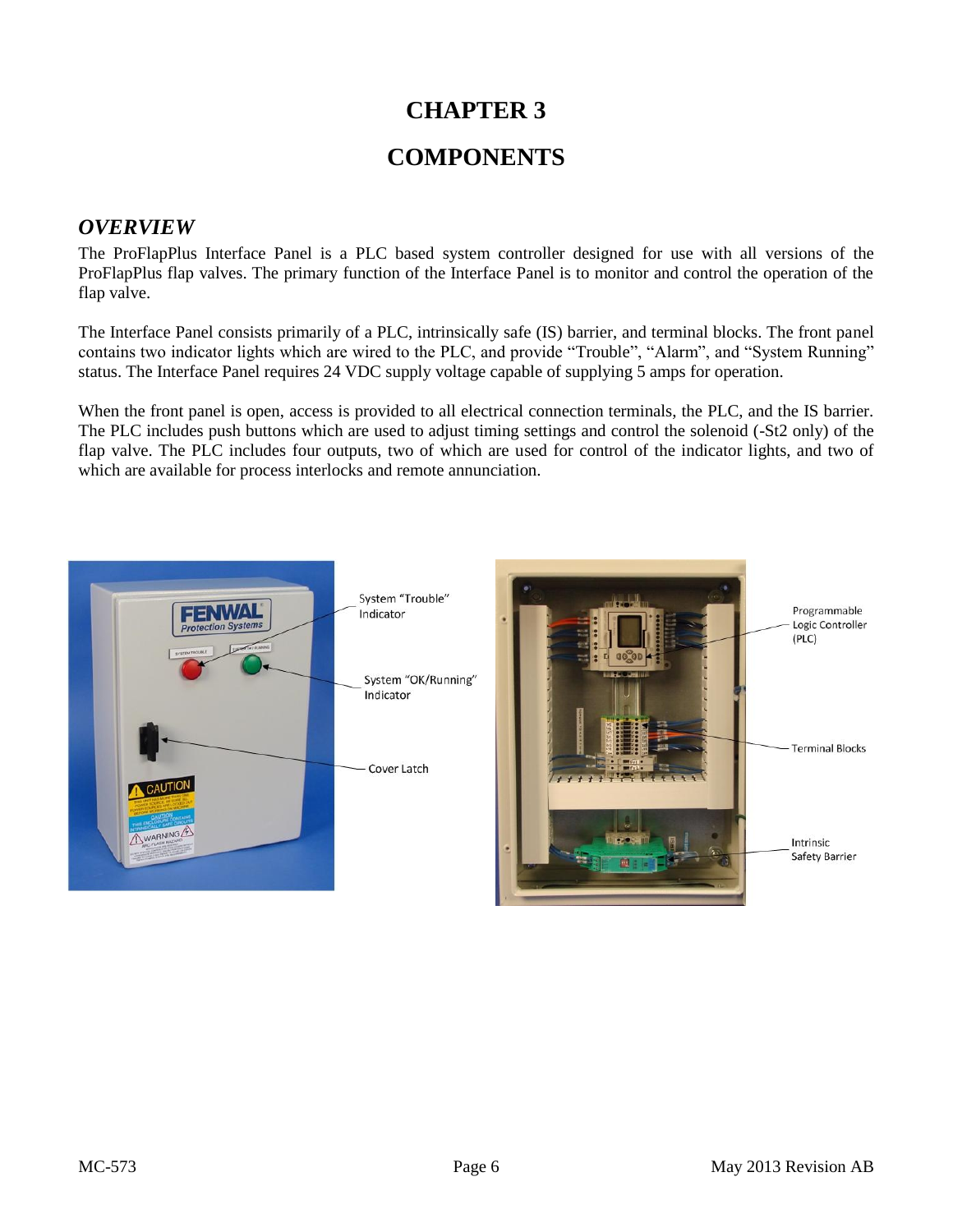# CHAPTER 3

# COMPONENTS

## *OVERVIEW*

The ProFlapPlus Interface Panel is a PLC based system controller designed for use with all versions of the ProFlapPlus flap valves. The primary function of the Interface Panel is to monitor and control the operation of the flap valve.

The Interface Panel consists primarily of a PLC, intrinsically safe (IS) barrier, and terminal blocks. The front panel contains two indicator lights which are wired to the PLC, and provide "Trouble", "Alarm", and "System Running" status. The Interface Panel requires 24 VDC supply voltage capable of supplying 5 amps for operation.

When the front panel is open, access is provided to all electrical connection terminals, the PLC, and the IS barrier. The PLC includes push buttons which are used to adjust timing settings and control the solenoid (-St2 only) of the flap valve. The PLC includes four outputs, two of which are used for control of the indicator lights, and two of which are available for process interlocks and remote annunciation.

System "Trouble" Indicator

System "OK/Running" Indicator

Cover Latch

Programmable Logic Controller (PLC)

Terminal Blocks

Intrinsic Safety Barrier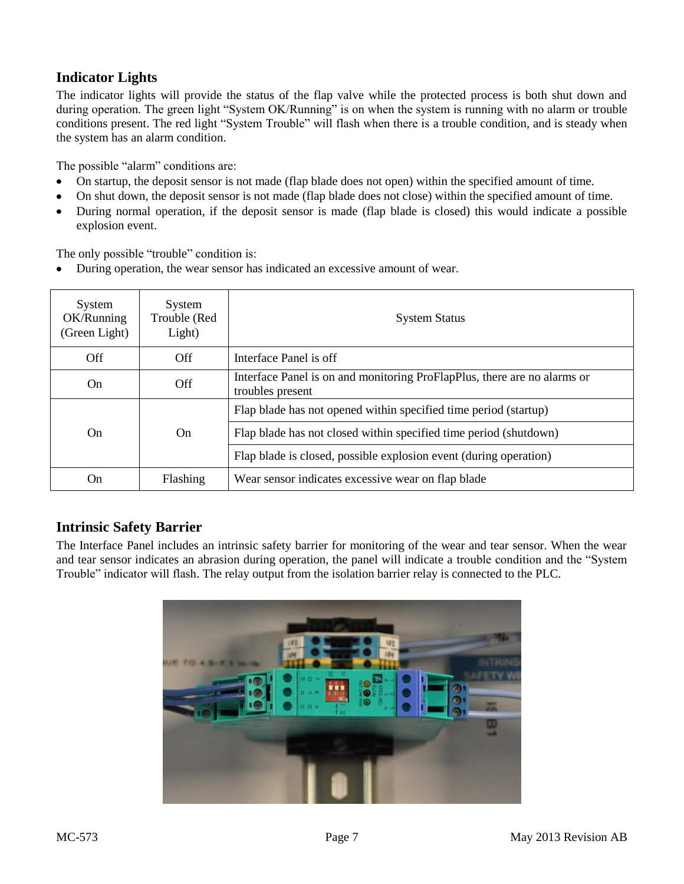## Indicator Lights

The indicator lights will provide the status of the flap valve while the protected process is both shut down and during operation. The green light “System OK/Running” is on when the system is running with no alarm or trouble conditions present. The red light “System Trouble” will flash when there is a trouble condition, and is steady when the system has an alarm condition.

The possible “alarm” conditions are:

- On startup, the deposit sensor is not made (flap blade does not open) within the specified amount of time.
- On shut down, the deposit sensor is not made (flap blade does not close) within the specified amount of time.
- During normal operation, if the deposit sensor is made (flap blade is closed) this would indicate a possible explosion event.

The only possible “trouble” condition is:

- During operation, the wear sensor has indicated an excessive amount of wear.

| System OK/Running (Green Light) | System Trouble (Red Light) | System Status |
|---|---|---|
| Off | Off | Interface Panel is off |
| On | Off | Interface Panel is on and monitoring ProFlapPlus, there are no alarms or troubles present |
| On | On | Flap blade has not opened within specified time period (startup) |
| | | Flap blade has not closed within specified time period (shutdown) |
| | | Flap blade is closed, possible explosion event (during operation) |
| On | Flashing | Wear sensor indicates excessive wear on flap blade |

## Intrinsic Safety Barrier

The Interface Panel includes an intrinsic safety barrier for monitoring of the wear and tear sensor. When the wear and tear sensor indicates an abrasion during operation, the panel will indicate a trouble condition and the “System Trouble” indicator will flash. The relay output from the isolation barrier relay is connected to the PLC.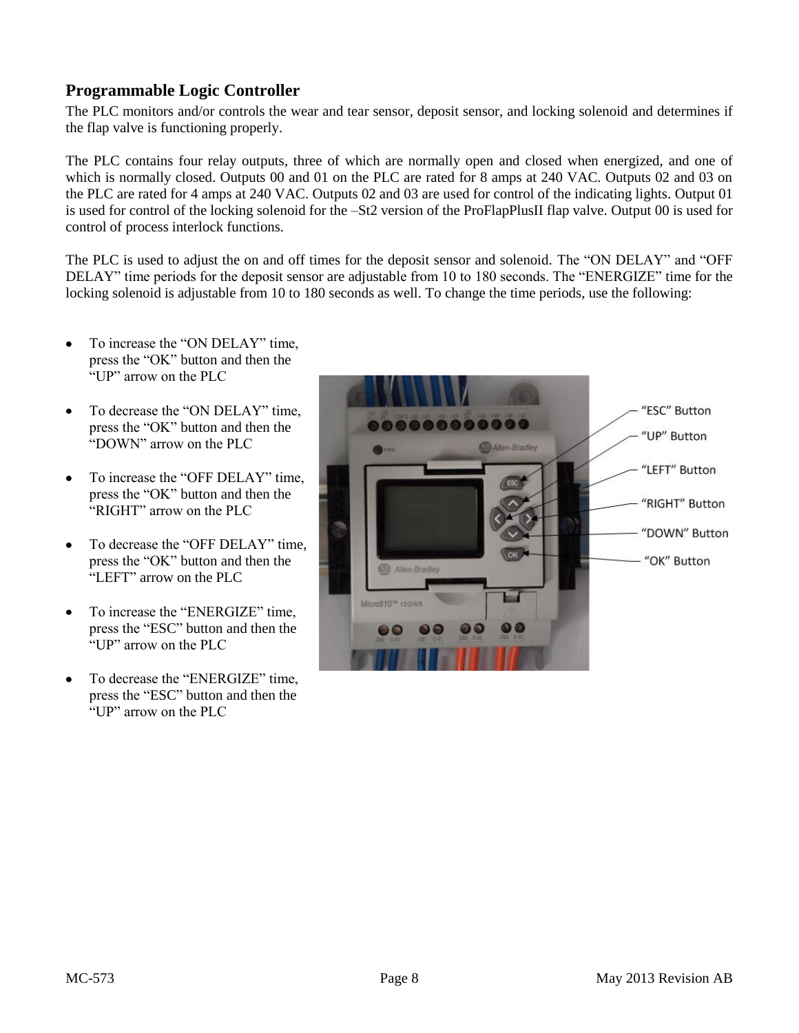## Programmable Logic Controller

The PLC monitors and/or controls the wear and tear sensor, deposit sensor, and locking solenoid and determines if the flap valve is functioning properly.

The PLC contains four relay outputs, three of which are normally open and closed when energized, and one of which is normally closed. Outputs 00 and 01 on the PLC are rated for 8 amps at 240 VAC. Outputs 02 and 03 on the PLC are rated for 4 amps at 240 VAC. Outputs 02 and 03 are used for control of the indicating lights. Output 01 is used for control of the locking solenoid for the –St2 version of the ProFlapPlusII flap valve. Output 00 is used for control of process interlock functions.

The PLC is used to adjust the on and off times for the deposit sensor and solenoid. The "ON DELAY" and "OFF DELAY" time periods for the deposit sensor are adjustable from 10 to 180 seconds. The "ENERGIZE" time for the locking solenoid is adjustable from 10 to 180 seconds as well. To change the time periods, use the following:

- To increase the "ON DELAY" time, press the "OK" button and then the "UP" arrow on the PLC
- To decrease the "ON DELAY" time, press the "OK" button and then the "DOWN" arrow on the PLC
- To increase the "OFF DELAY" time, press the "OK" button and then the "RIGHT" arrow on the PLC
- To decrease the "OFF DELAY" time, press the "OK" button and then the "LEFT" arrow on the PLC
- To increase the "ENERGIZE" time, press the "ESC" button and then the "UP" arrow on the PLC
- To decrease the "ENERGIZE" time, press the "ESC" button and then the "UP" arrow on the PLC

"ESC" Button

"UP" Button

"LEFT" Button

"RIGHT" Button

"DOWN" Button

"OK" Button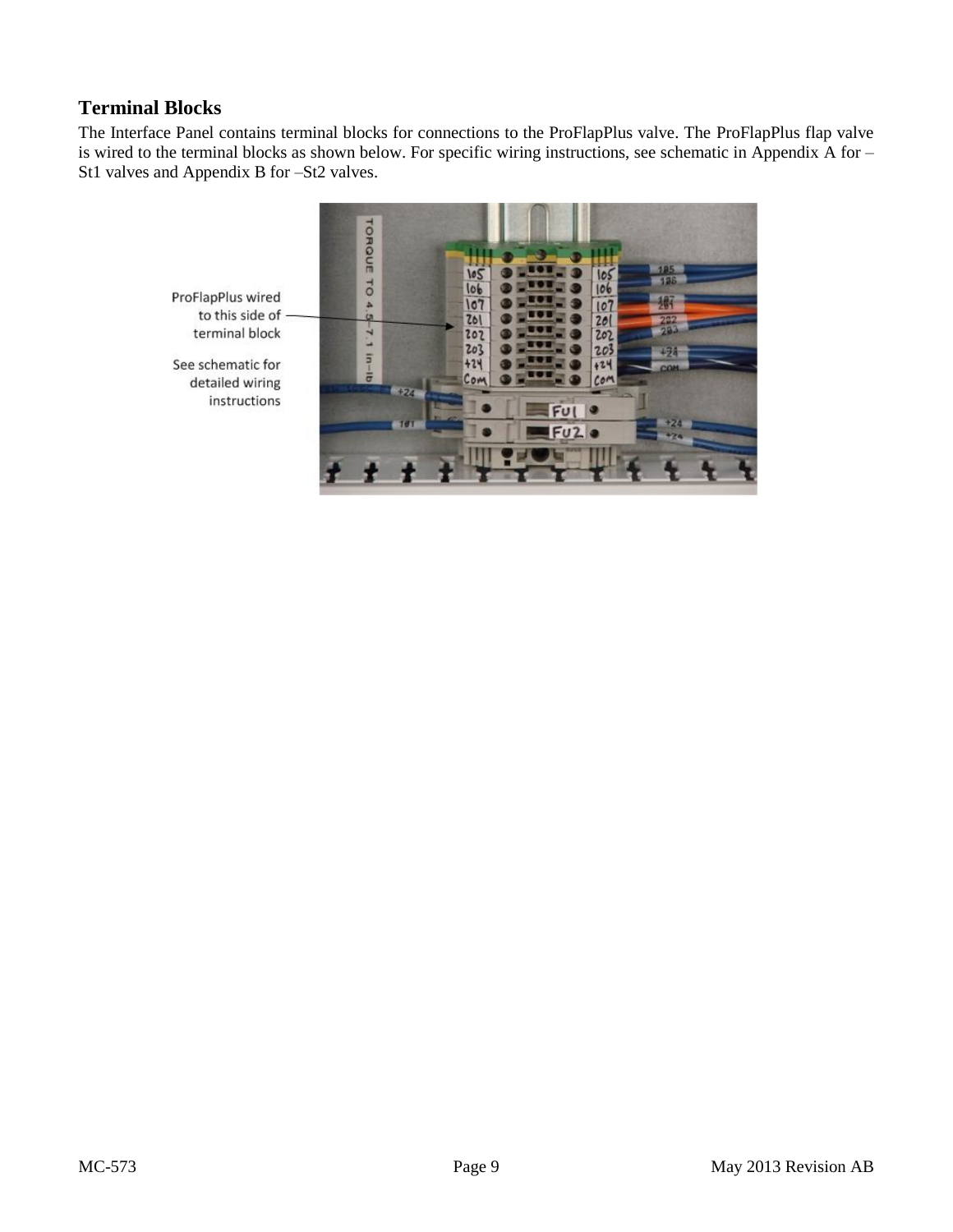## Terminal Blocks

The Interface Panel contains terminal blocks for connections to the ProFlapPlus valve. The ProFlapPlus flap valve is wired to the terminal blocks as shown below. For specific wiring instructions, see schematic in Appendix A for –St1 valves and Appendix B for –St2 valves.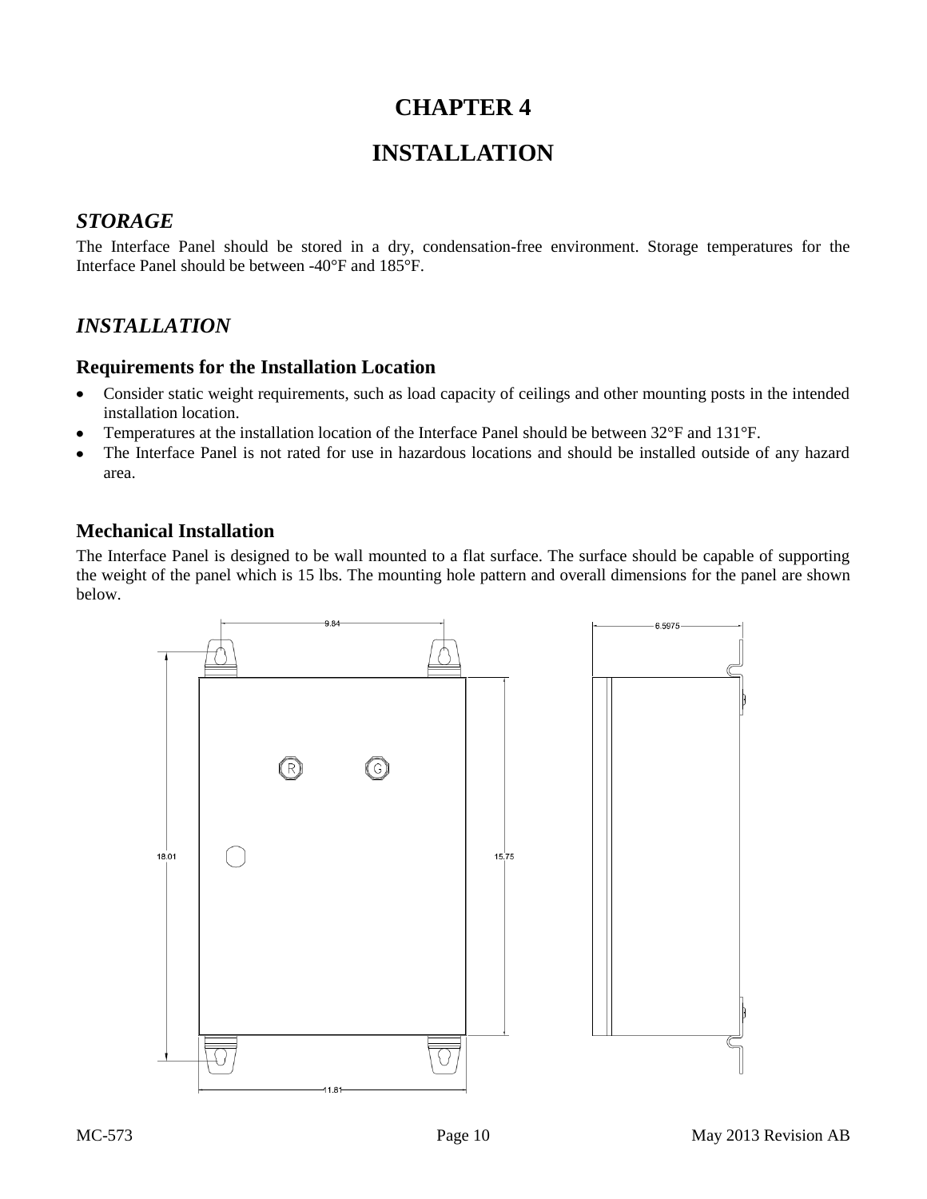# CHAPTER 4

# INSTALLATION

## *STORAGE*

The Interface Panel should be stored in a dry, condensation-free environment. Storage temperatures for the Interface Panel should be between -40°F and 185°F.

## *INSTALLATION*

### Requirements for the Installation Location

- Consider static weight requirements, such as load capacity of ceilings and other mounting posts in the intended installation location.
- Temperatures at the installation location of the Interface Panel should be between 32°F and 131°F.
- The Interface Panel is not rated for use in hazardous locations and should be installed outside of any hazard area.

### Mechanical Installation

The Interface Panel is designed to be wall mounted to a flat surface. The surface should be capable of supporting the weight of the panel which is 15 lbs. The mounting hole pattern and overall dimensions for the panel are shown below.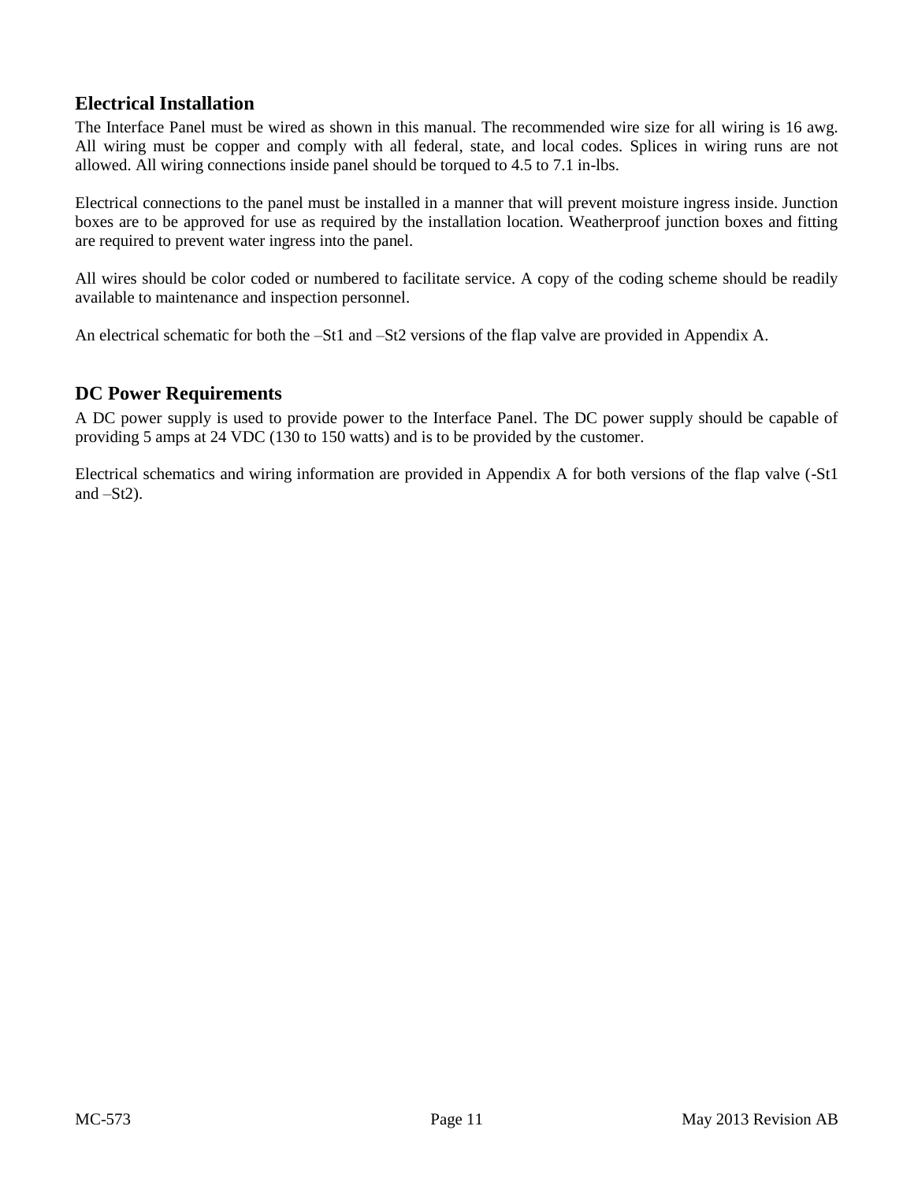## Electrical Installation

The Interface Panel must be wired as shown in this manual. The recommended wire size for all wiring is 16 awg. All wiring must be copper and comply with all federal, state, and local codes. Splices in wiring runs are not allowed. All wiring connections inside panel should be torqued to 4.5 to 7.1 in-lbs.

Electrical connections to the panel must be installed in a manner that will prevent moisture ingress inside. Junction boxes are to be approved for use as required by the installation location. Weatherproof junction boxes and fitting are required to prevent water ingress into the panel.

All wires should be color coded or numbered to facilitate service. A copy of the coding scheme should be readily available to maintenance and inspection personnel.

An electrical schematic for both the –St1 and –St2 versions of the flap valve are provided in Appendix A.

## DC Power Requirements

A DC power supply is used to provide power to the Interface Panel. The DC power supply should be capable of providing 5 amps at 24 VDC (130 to 150 watts) and is to be provided by the customer.

Electrical schematics and wiring information are provided in Appendix A for both versions of the flap valve (-St1 and –St2).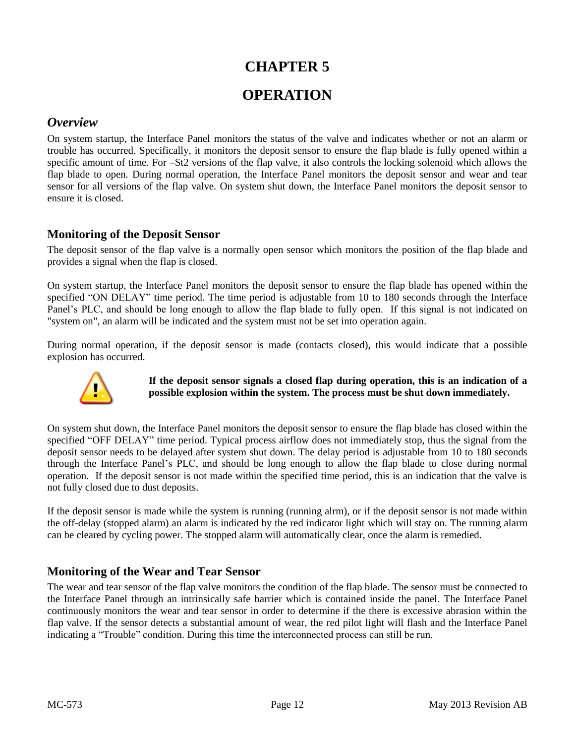# CHAPTER 5

# OPERATION

## *Overview*

On system startup, the Interface Panel monitors the status of the valve and indicates whether or not an alarm or trouble has occurred. Specifically, it monitors the deposit sensor to ensure the flap blade is fully opened within a specific amount of time. For –St2 versions of the flap valve, it also controls the locking solenoid which allows the flap blade to open. During normal operation, the Interface Panel monitors the deposit sensor and wear and tear sensor for all versions of the flap valve. On system shut down, the Interface Panel monitors the deposit sensor to ensure it is closed.

### Monitoring of the Deposit Sensor

The deposit sensor of the flap valve is a normally open sensor which monitors the position of the flap blade and provides a signal when the flap is closed.

On system startup, the Interface Panel monitors the deposit sensor to ensure the flap blade has opened within the specified "ON DELAY" time period. The time period is adjustable from 10 to 180 seconds through the Interface Panel's PLC, and should be long enough to allow the flap blade to fully open. If this signal is not indicated on "system on", an alarm will be indicated and the system must not be set into operation again.

During normal operation, if the deposit sensor is made (contacts closed), this would indicate that a possible explosion has occurred.

**If the deposit sensor signals a closed flap during operation, this is an indication of a possible explosion within the system. The process must be shut down immediately.**

On system shut down, the Interface Panel monitors the deposit sensor to ensure the flap blade has closed within the specified "OFF DELAY" time period. Typical process airflow does not immediately stop, thus the signal from the deposit sensor needs to be delayed after system shut down. The delay period is adjustable from 10 to 180 seconds through the Interface Panel's PLC, and should be long enough to allow the flap blade to close during normal operation. If the deposit sensor is not made within the specified time period, this is an indication that the valve is not fully closed due to dust deposits.

If the deposit sensor is made while the system is running (running alrm), or if the deposit sensor is not made within the off-delay (stopped alarm) an alarm is indicated by the red indicator light which will stay on. The running alarm can be cleared by cycling power. The stopped alarm will automatically clear, once the alarm is remedied.

### Monitoring of the Wear and Tear Sensor

The wear and tear sensor of the flap valve monitors the condition of the flap blade. The sensor must be connected to the Interface Panel through an intrinsically safe barrier which is contained inside the panel. The Interface Panel continuously monitors the wear and tear sensor in order to determine if the there is excessive abrasion within the flap valve. If the sensor detects a substantial amount of wear, the red pilot light will flash and the Interface Panel indicating a "Trouble" condition. During this time the interconnected process can still be run.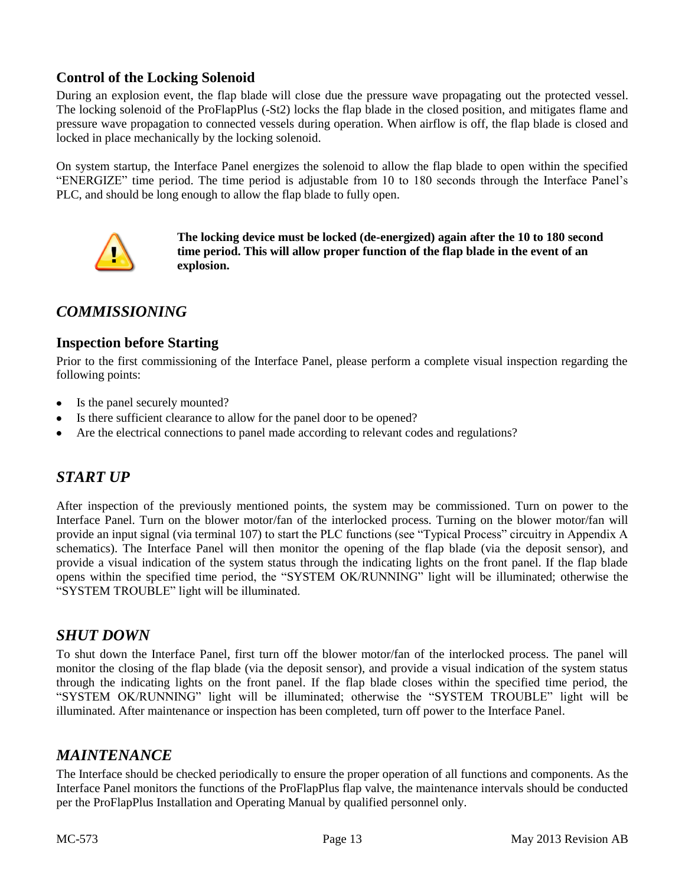### Control of the Locking Solenoid

During an explosion event, the flap blade will close due the pressure wave propagating out the protected vessel. The locking solenoid of the ProFlapPlus (-St2) locks the flap blade in the closed position, and mitigates flame and pressure wave propagation to connected vessels during operation. When airflow is off, the flap blade is closed and locked in place mechanically by the locking solenoid.

On system startup, the Interface Panel energizes the solenoid to allow the flap blade to open within the specified "ENERGIZE" time period. The time period is adjustable from 10 to 180 seconds through the Interface Panel's PLC, and should be long enough to allow the flap blade to fully open.

**The locking device must be locked (de-energized) again after the 10 to 180 second time period. This will allow proper function of the flap blade in the event of an explosion.**

## *COMMISSIONING*

### Inspection before Starting

Prior to the first commissioning of the Interface Panel, please perform a complete visual inspection regarding the following points:

- Is the panel securely mounted?
- Is there sufficient clearance to allow for the panel door to be opened?
- Are the electrical connections to panel made according to relevant codes and regulations?

## *START UP*

After inspection of the previously mentioned points, the system may be commissioned. Turn on power to the Interface Panel. Turn on the blower motor/fan of the interlocked process. Turning on the blower motor/fan will provide an input signal (via terminal 107) to start the PLC functions (see "Typical Process" circuitry in Appendix A schematics). The Interface Panel will then monitor the opening of the flap blade (via the deposit sensor), and provide a visual indication of the system status through the indicating lights on the front panel. If the flap blade opens within the specified time period, the "SYSTEM OK/RUNNING" light will be illuminated; otherwise the "SYSTEM TROUBLE" light will be illuminated.

## *SHUT DOWN*

To shut down the Interface Panel, first turn off the blower motor/fan of the interlocked process. The panel will monitor the closing of the flap blade (via the deposit sensor), and provide a visual indication of the system status through the indicating lights on the front panel. If the flap blade closes within the specified time period, the "SYSTEM OK/RUNNING" light will be illuminated; otherwise the "SYSTEM TROUBLE" light will be illuminated. After maintenance or inspection has been completed, turn off power to the Interface Panel.

## *MAINTENANCE*

The Interface should be checked periodically to ensure the proper operation of all functions and components. As the Interface Panel monitors the functions of the ProFlapPlus flap valve, the maintenance intervals should be conducted per the ProFlapPlus Installation and Operating Manual by qualified personnel only.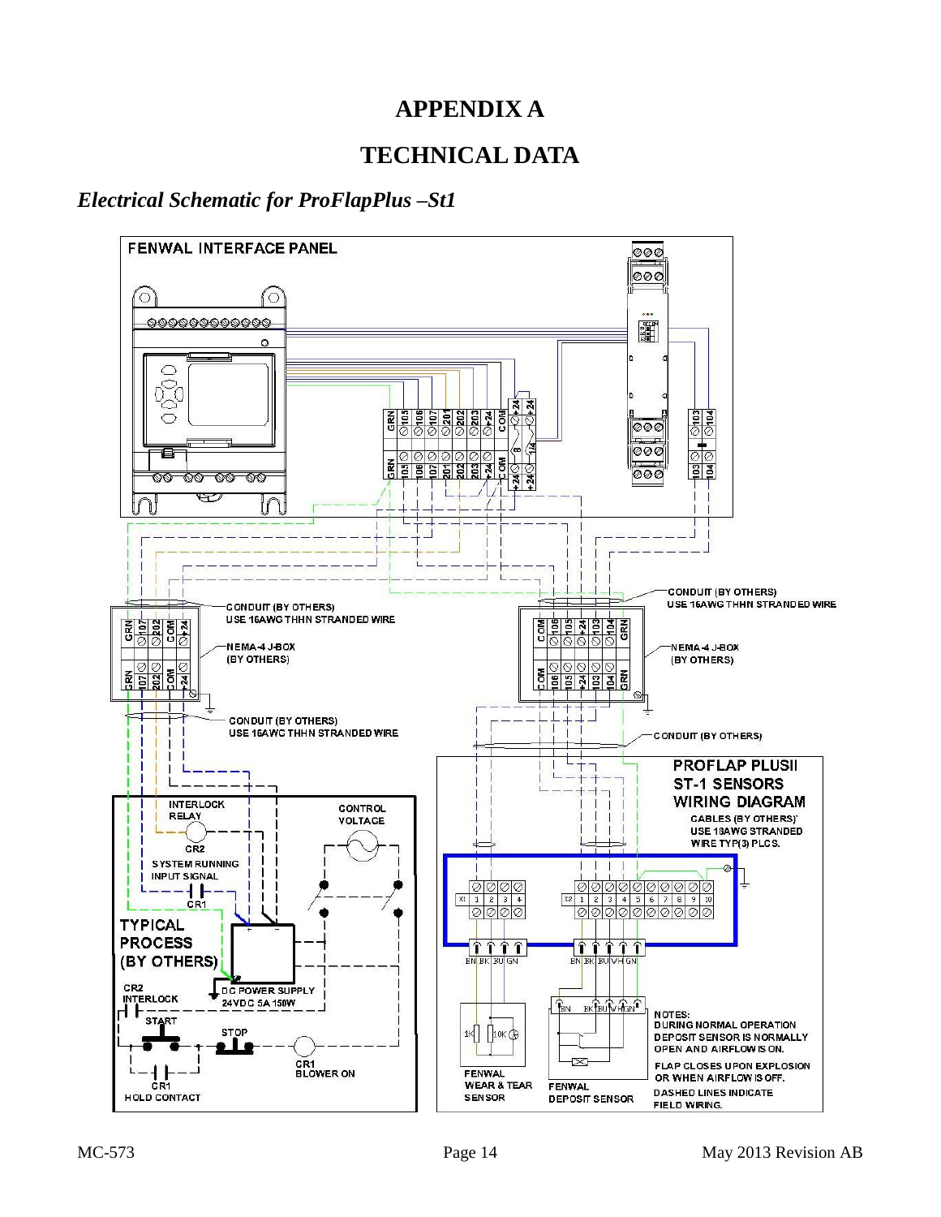# APPENDIX A

# TECHNICAL DATA

## *Electrical Schematic for ProFlapPlus –St1*

FENWAL INTERFACE PANEL

GRN 105 106 107 201 202 203 +24 COM +24 +24

GRN 106 107 202 202 203 +24 COM +24 +24

103 104

103 104

CONDUIT (BY OTHERS)
USE 16AWG THHN STRANDED WIRE

NEMA-4 J-BOX
(BY OTHERS)

GRN 107 202 COM +24

CONDUIT (BY OTHERS)
USE 16AWG THHN STRANDED WIRE

CONDUIT (BY OTHERS)
USE 16AWG THHN STRANDED WIRE

NEMA-4 J-BOX
(BY OTHERS)

COM 106 105 +24 103 104 GRN

CONDUIT (BY OTHERS)

INTERLOCK RELAY

CR2

CONTROL VOLTAGE

SYSTEM RUNNING INPUT SIGNAL

CR1

TYPICAL PROCESS (BY OTHERS)

DC POWER SUPPLY 24VDC 5A 150W

CR2 INTERLOCK

START

STOP

CR1 BLOWER ON

CR1 HOLD CONTACT

PROFLAP PLUSII ST-1 SENSORS WIRING DIAGRAM

CABLES (BY OTHERS)
USE 18AWG STRANDED WIRE TYP(3) PLCS.

X1 1 2 3 4

X2 1 2 3 4 5 6 7 8 9 10

BN BK BU GN

BN BK BU WH GN

FENWAL WEAR & TEAR SENSOR

FENWAL DEPOSIT SENSOR

NOTES:
DURING NORMAL OPERATION DEPOSIT SENSOR IS NORMALLY OPEN AND AIRFLOW IS ON.
FLAP CLOSES UPON EXPLOSION OR WHEN AIRFLOW IS OFF.
DASHED LINES INDICATE FIELD WIRING.

MC-573 May 2013 Revision AB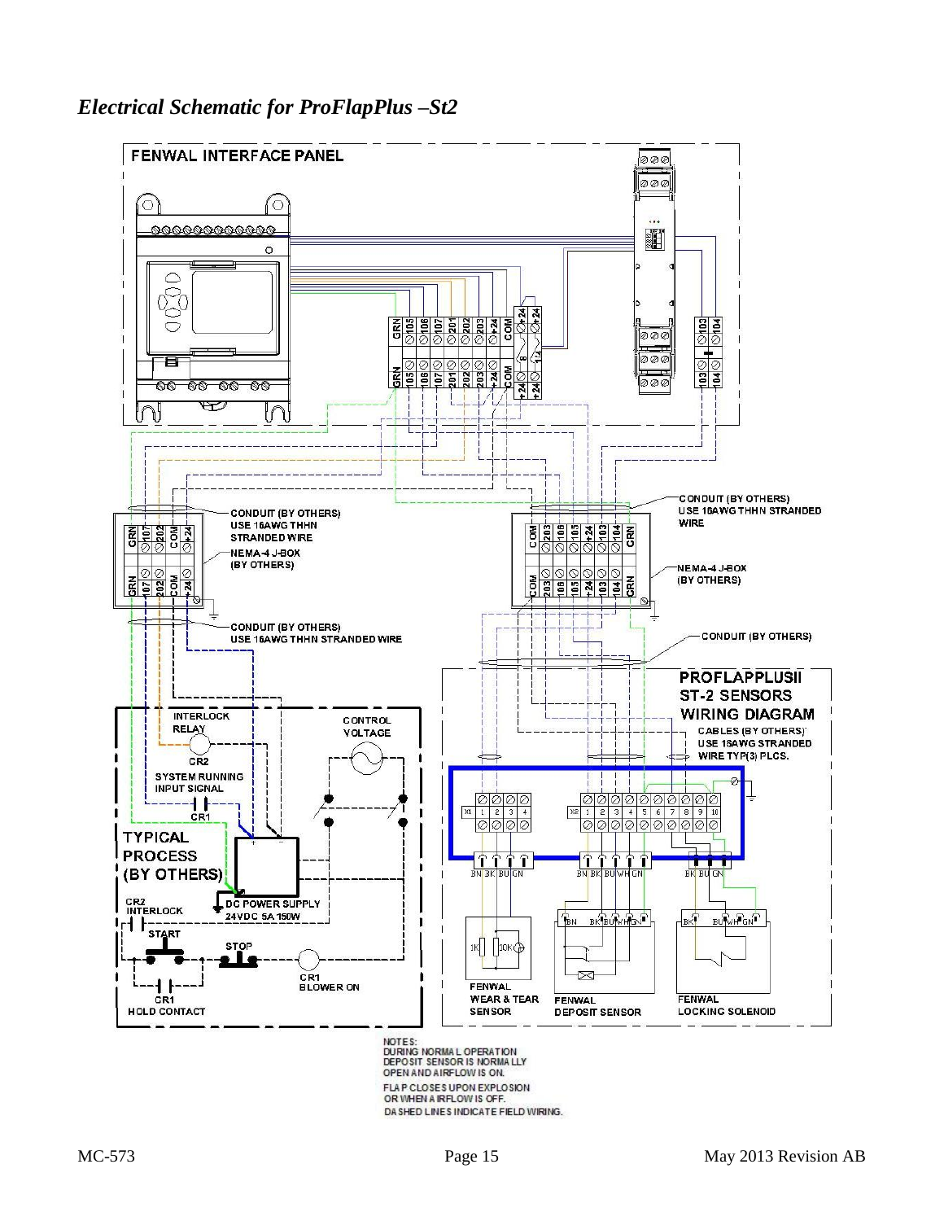# *Electrical Schematic for ProFlapPlus –St2*

FENWAL INTERFACE PANEL

GRN 105 106 107 201 202 203 +24 COM +24 +24

CONDUIT (BY OTHERS)
USE 16AWG THHN
STRANDED WIRE

NEMA-4 J-BOX
(BY OTHERS)

GRN 107 202 COM +24

CONDUIT (BY OTHERS)
USE 16AWG THHN STRANDED WIRE

CONDUIT (BY OTHERS)
USE 16AWG THHN STRANDED
WIRE

NEMA-4 J-BOX
(BY OTHERS)

COM 203 106 105 +24 103 104 GRN

CONDUIT (BY OTHERS)

INTERLOCK
RELAY
CR2

CONTROL
VOLTAGE

SYSTEM RUNNING
INPUT SIGNAL
CR1

TYPICAL
PROCESS
(BY OTHERS)

DC POWER SUPPLY
24VDC 5A 150W

CR2
INTERLOCK

START

STOP

CR1
BLOWER ON

CR1
HOLD CONTACT

PROFLAPPLUSII
ST-2 SENSORS
WIRING DIAGRAM

CABLES (BY OTHERS)
USE 18AWG STRANDED
WIRE TYP(3) PLCS.

X1 1 2 3 4

X2 1 2 3 4 5 6 7 8 9 10

BN BK BU GN

BN BK BU WH GN

BK BU GN

FENWAL
WEAR & TEAR
SENSOR

FENWAL
DEPOSIT SENSOR

FENWAL
LOCKING SOLENOID

NOTES:
DURING NORMAL OPERATION
DEPOSIT SENSOR IS NORMALLY
OPEN AND AIRFLOW IS ON.
FLAP CLOSES UPON EXPLOSION
OR WHEN AIRFLOW IS OFF.
DASHED LINES INDICATE FIELD WIRING.